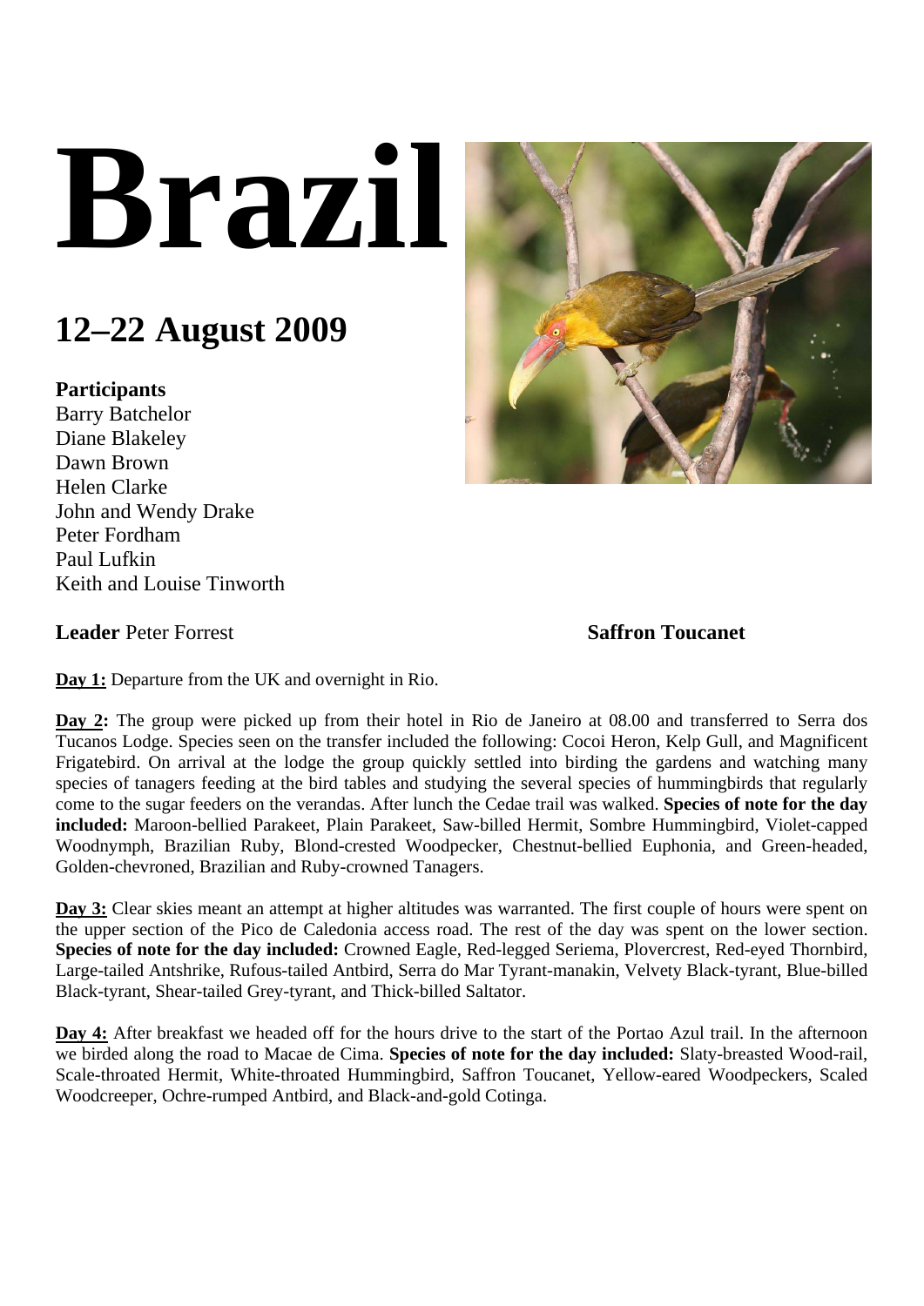# Brazil

## 12–22 August 2009

**Participants**
Barry Batchelor
Diane Blakeley
Dawn Brown
Helen Clarke
John and Wendy Drake
Peter Fordham
Paul Lufkin
Keith and Louise Tinworth

**Leader** Peter Forrest

**Saffron Toucanet**

**Day 1:** Departure from the UK and overnight in Rio.

**Day 2:** The group were picked up from their hotel in Rio de Janeiro at 08.00 and transferred to Serra dos Tucanos Lodge. Species seen on the transfer included the following: Cocoi Heron, Kelp Gull, and Magnificent Frigatebird. On arrival at the lodge the group quickly settled into birding the gardens and watching many species of tanagers feeding at the bird tables and studying the several species of hummingbirds that regularly come to the sugar feeders on the verandas. After lunch the Cedae trail was walked. **Species of note for the day included:** Maroon-bellied Parakeet, Plain Parakeet, Saw-billed Hermit, Sombre Hummingbird, Violet-capped Woodnymph, Brazilian Ruby, Blond-crested Woodpecker, Chestnut-bellied Euphonia, and Green-headed, Golden-chevroned, Brazilian and Ruby-crowned Tanagers.

**Day 3:** Clear skies meant an attempt at higher altitudes was warranted. The first couple of hours were spent on the upper section of the Pico de Caledonia access road. The rest of the day was spent on the lower section. **Species of note for the day included:** Crowned Eagle, Red-legged Seriema, Plovercrest, Red-eyed Thornbird, Large-tailed Antshrike, Rufous-tailed Antbird, Serra do Mar Tyrant-manakin, Velvety Black-tyrant, Blue-billed Black-tyrant, Shear-tailed Grey-tyrant, and Thick-billed Saltator.

**Day 4:** After breakfast we headed off for the hours drive to the start of the Portao Azul trail. In the afternoon we birded along the road to Macae de Cima. **Species of note for the day included:** Slaty-breasted Wood-rail, Scale-throated Hermit, White-throated Hummingbird, Saffron Toucanet, Yellow-eared Woodpeckers, Scaled Woodcreeper, Ochre-rumped Antbird, and Black-and-gold Cotinga.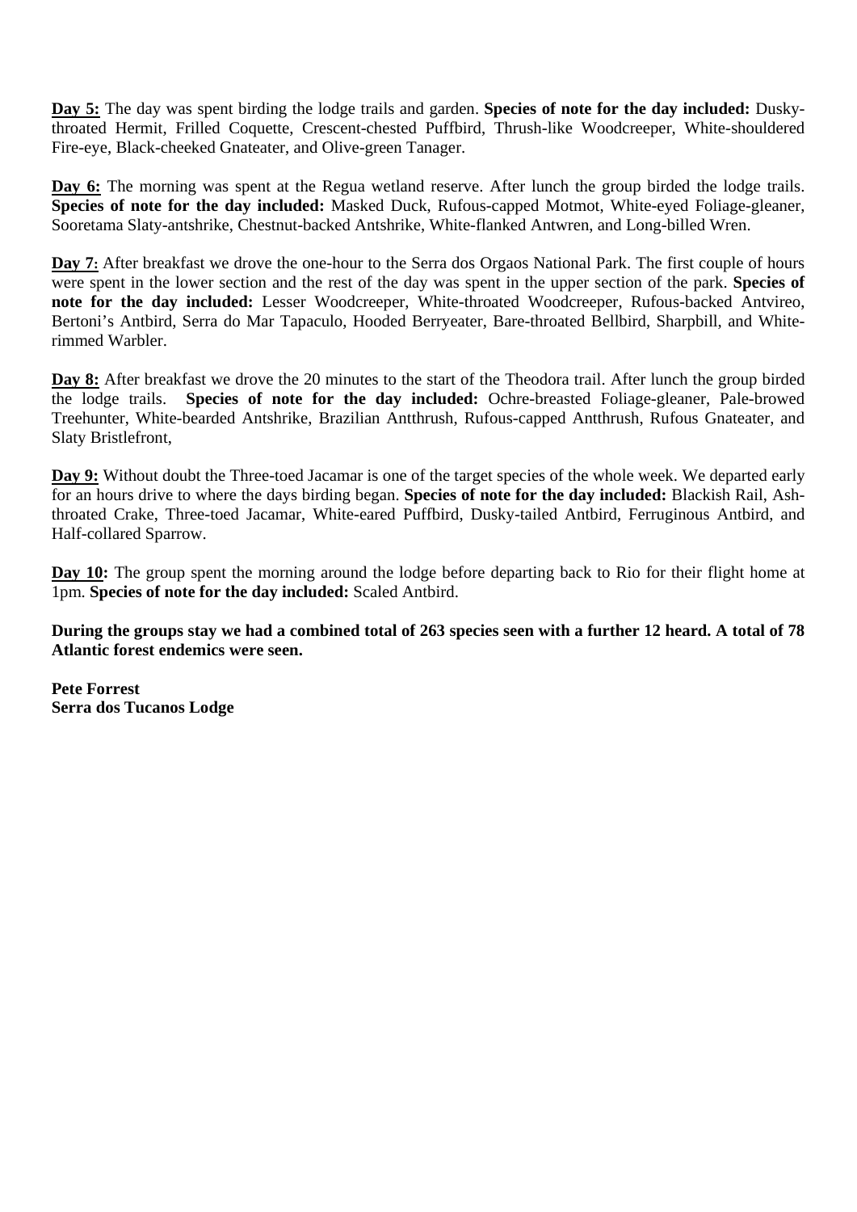**Day 5:** The day was spent birding the lodge trails and garden. **Species of note for the day included:** Dusky-throated Hermit, Frilled Coquette, Crescent-chested Puffbird, Thrush-like Woodcreeper, White-shouldered Fire-eye, Black-cheeked Gnateater, and Olive-green Tanager.

**Day 6:** The morning was spent at the Regua wetland reserve. After lunch the group birded the lodge trails. **Species of note for the day included:** Masked Duck, Rufous-capped Motmot, White-eyed Foliage-gleaner, Sooretama Slaty-antshrike, Chestnut-backed Antshrike, White-flanked Antwren, and Long-billed Wren.

**Day 7:** After breakfast we drove the one-hour to the Serra dos Orgaos National Park. The first couple of hours were spent in the lower section and the rest of the day was spent in the upper section of the park. **Species of note for the day included:** Lesser Woodcreeper, White-throated Woodcreeper, Rufous-backed Antvireo, Bertoni's Antbird, Serra do Mar Tapaculo, Hooded Berryeater, Bare-throated Bellbird, Sharpbill, and White-rimmed Warbler.

**Day 8:** After breakfast we drove the 20 minutes to the start of the Theodora trail. After lunch the group birded the lodge trails. **Species of note for the day included:** Ochre-breasted Foliage-gleaner, Pale-browed Treehunter, White-bearded Antshrike, Brazilian Antthrush, Rufous-capped Antthrush, Rufous Gnateater, and Slaty Bristlefront,

**Day 9:** Without doubt the Three-toed Jacamar is one of the target species of the whole week. We departed early for an hours drive to where the days birding began. **Species of note for the day included:** Blackish Rail, Ash-throated Crake, Three-toed Jacamar, White-eared Puffbird, Dusky-tailed Antbird, Ferruginous Antbird, and Half-collared Sparrow.

**Day 10:** The group spent the morning around the lodge before departing back to Rio for their flight home at 1pm. **Species of note for the day included:** Scaled Antbird.

**During the groups stay we had a combined total of 263 species seen with a further 12 heard. A total of 78 Atlantic forest endemics were seen.**

**Pete Forrest**
**Serra dos Tucanos Lodge**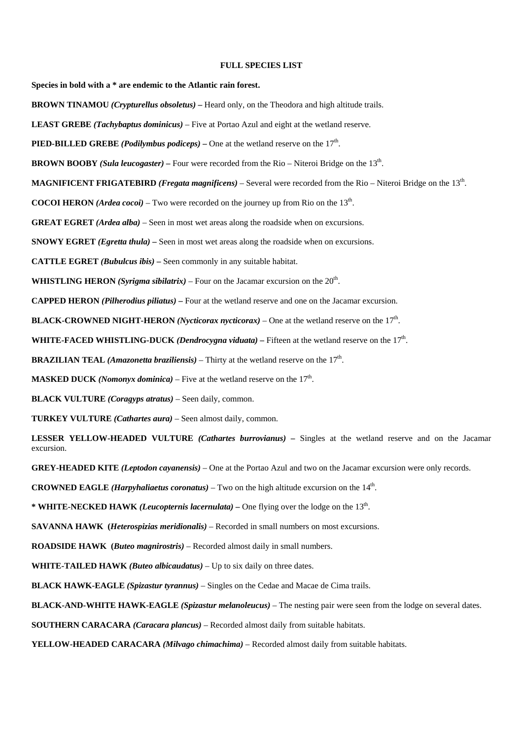**FULL SPECIES LIST**

**Species in bold with a * are endemic to the Atlantic rain forest.**

**BROWN TINAMOU** ***(Crypturellus obsoletus)*** **–** Heard only, on the Theodora and high altitude trails.

**LEAST GREBE** ***(Tachybaptus dominicus)*** – Five at Portao Azul and eight at the wetland reserve.

**PIED-BILLED GREBE** ***(Podilymbus podiceps)*** **–** One at the wetland reserve on the 17th.

**BROWN BOOBY** ***(Sula leucogaster)*** **–** Four were recorded from the Rio – Niteroi Bridge on the 13th.

**MAGNIFICENT FRIGATEBIRD** ***(Fregata magnificens)*** – Several were recorded from the Rio – Niteroi Bridge on the 13th.

**COCOI HERON** ***(Ardea cocoi)*** – Two were recorded on the journey up from Rio on the 13th.

**GREAT EGRET** ***(Ardea alba)*** – Seen in most wet areas along the roadside when on excursions.

**SNOWY EGRET** ***(Egretta thula)*** **–** Seen in most wet areas along the roadside when on excursions.

**CATTLE EGRET** ***(Bubulcus ibis)*** **–** Seen commonly in any suitable habitat.

**WHISTLING HERON** ***(Syrigma sibilatrix)*** – Four on the Jacamar excursion on the 20th.

**CAPPED HERON** ***(Pilherodius piliatus)*** **–** Four at the wetland reserve and one on the Jacamar excursion.

**BLACK-CROWNED NIGHT-HERON** ***(Nycticorax nycticorax)*** – One at the wetland reserve on the 17th.

**WHITE-FACED WHISTLING-DUCK** ***(Dendrocygna viduata)*** **–** Fifteen at the wetland reserve on the 17th.

**BRAZILIAN TEAL** ***(Amazonetta braziliensis)*** – Thirty at the wetland reserve on the 17th.

**MASKED DUCK** ***(Nomonyx dominica)*** – Five at the wetland reserve on the 17th.

**BLACK VULTURE** ***(Coragyps atratus)*** – Seen daily, common.

**TURKEY VULTURE** ***(Cathartes aura)*** – Seen almost daily, common.

**LESSER YELLOW-HEADED VULTURE** ***(Cathartes burrovianus)*** **–** Singles at the wetland reserve and on the Jacamar excursion.

**GREY-HEADED KITE** ***(Leptodon cayanensis)*** – One at the Portao Azul and two on the Jacamar excursion were only records.

**CROWNED EAGLE** ***(Harpyhaliaetus coronatus)*** – Two on the high altitude excursion on the 14th.

**\* WHITE-NECKED HAWK** ***(Leucopternis lacernulata)*** **–** One flying over the lodge on the 13th.

**SAVANNA HAWK (*Heterospizias meridionalis)*** – Recorded in small numbers on most excursions.

**ROADSIDE HAWK (*Buteo magnirostris)*** – Recorded almost daily in small numbers.

**WHITE-TAILED HAWK** ***(Buteo albicaudatus)*** – Up to six daily on three dates.

**BLACK HAWK-EAGLE** ***(Spizastur tyrannus)*** – Singles on the Cedae and Macae de Cima trails.

**BLACK-AND-WHITE HAWK-EAGLE** ***(Spizastur melanoleucus)*** – The nesting pair were seen from the lodge on several dates.

**SOUTHERN CARACARA** ***(Caracara plancus)*** – Recorded almost daily from suitable habitats.

**YELLOW-HEADED CARACARA** ***(Milvago chimachima)*** – Recorded almost daily from suitable habitats.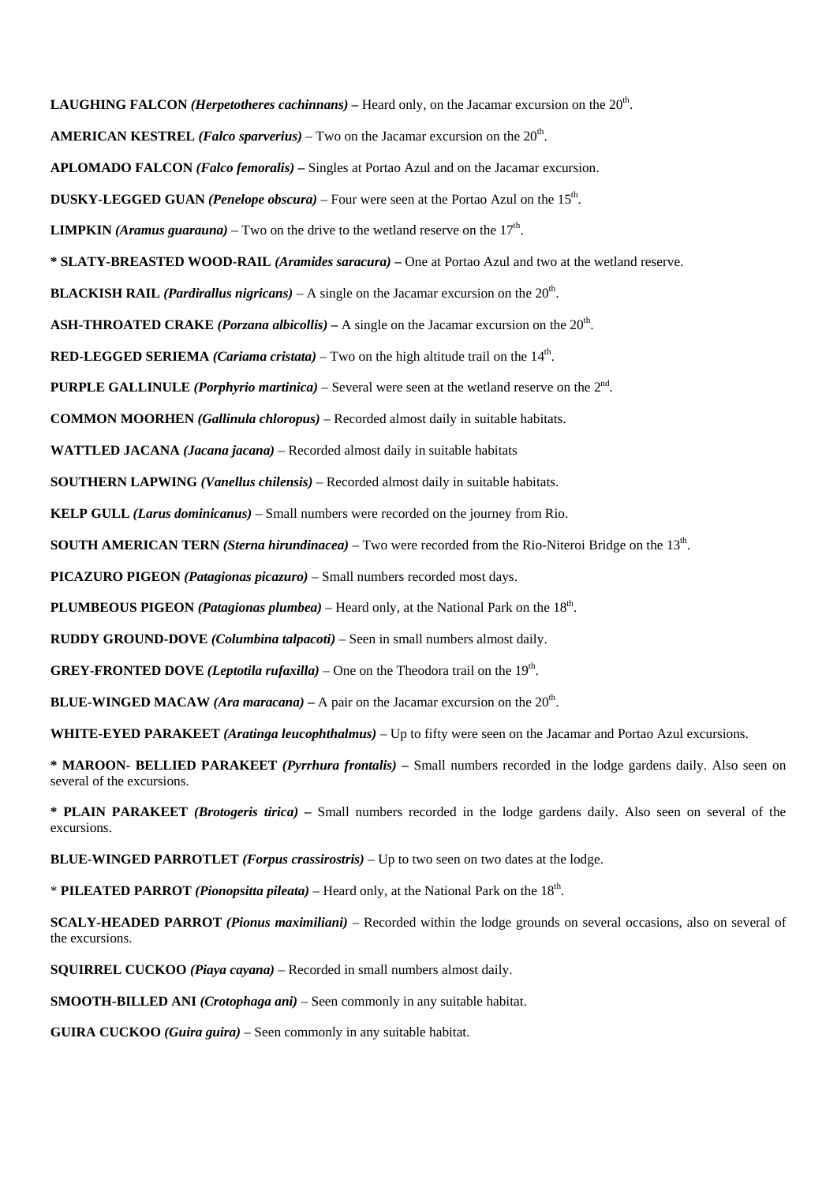**LAUGHING FALCON *(Herpetotheres cachinnans)* –** Heard only, on the Jacamar excursion on the 20th.

**AMERICAN KESTREL *(Falco sparverius)*** – Two on the Jacamar excursion on the 20th.

**APLOMADO FALCON *(Falco femoralis)* –** Singles at Portao Azul and on the Jacamar excursion.

**DUSKY-LEGGED GUAN *(Penelope obscura)*** – Four were seen at the Portao Azul on the 15th.

**LIMPKIN *(Aramus guarauna)*** – Two on the drive to the wetland reserve on the 17th.

**\* SLATY-BREASTED WOOD-RAIL *(Aramides saracura)* –** One at Portao Azul and two at the wetland reserve.

**BLACKISH RAIL *(Pardirallus nigricans)*** – A single on the Jacamar excursion on the 20th.

**ASH-THROATED CRAKE *(Porzana albicollis)* –** A single on the Jacamar excursion on the 20th.

**RED-LEGGED SERIEMA *(Cariama cristata)*** – Two on the high altitude trail on the 14th.

**PURPLE GALLINULE *(Porphyrio martinica)*** – Several were seen at the wetland reserve on the 2nd.

**COMMON MOORHEN *(Gallinula chloropus)*** – Recorded almost daily in suitable habitats.

**WATTLED JACANA *(Jacana jacana)*** – Recorded almost daily in suitable habitats

**SOUTHERN LAPWING *(Vanellus chilensis)*** – Recorded almost daily in suitable habitats.

**KELP GULL *(Larus dominicanus)*** – Small numbers were recorded on the journey from Rio.

**SOUTH AMERICAN TERN *(Sterna hirundinacea)*** – Two were recorded from the Rio-Niteroi Bridge on the 13th.

**PICAZURO PIGEON *(Patagionas picazuro)*** – Small numbers recorded most days.

**PLUMBEOUS PIGEON *(Patagionas plumbea)*** – Heard only, at the National Park on the 18th.

**RUDDY GROUND-DOVE *(Columbina talpacoti)*** – Seen in small numbers almost daily.

**GREY-FRONTED DOVE *(Leptotila rufaxilla)*** – One on the Theodora trail on the 19th.

**BLUE-WINGED MACAW *(Ara maracana)* –** A pair on the Jacamar excursion on the 20th.

**WHITE-EYED PARAKEET *(Aratinga leucophthalmus)*** – Up to fifty were seen on the Jacamar and Portao Azul excursions.

**\* MAROON- BELLIED PARAKEET *(Pyrrhura frontalis)* –** Small numbers recorded in the lodge gardens daily. Also seen on several of the excursions.

**\* PLAIN PARAKEET *(Brotogeris tirica)* –** Small numbers recorded in the lodge gardens daily. Also seen on several of the excursions.

**BLUE-WINGED PARROTLET *(Forpus crassirostris)*** – Up to two seen on two dates at the lodge.

\* **PILEATED PARROT *(Pionopsitta pileata)*** – Heard only, at the National Park on the 18th.

**SCALY-HEADED PARROT *(Pionus maximiliani)*** – Recorded within the lodge grounds on several occasions, also on several of the excursions.

**SQUIRREL CUCKOO *(Piaya cayana)* –** Recorded in small numbers almost daily.

**SMOOTH-BILLED ANI *(Crotophaga ani)*** – Seen commonly in any suitable habitat.

**GUIRA CUCKOO *(Guira guira)*** – Seen commonly in any suitable habitat.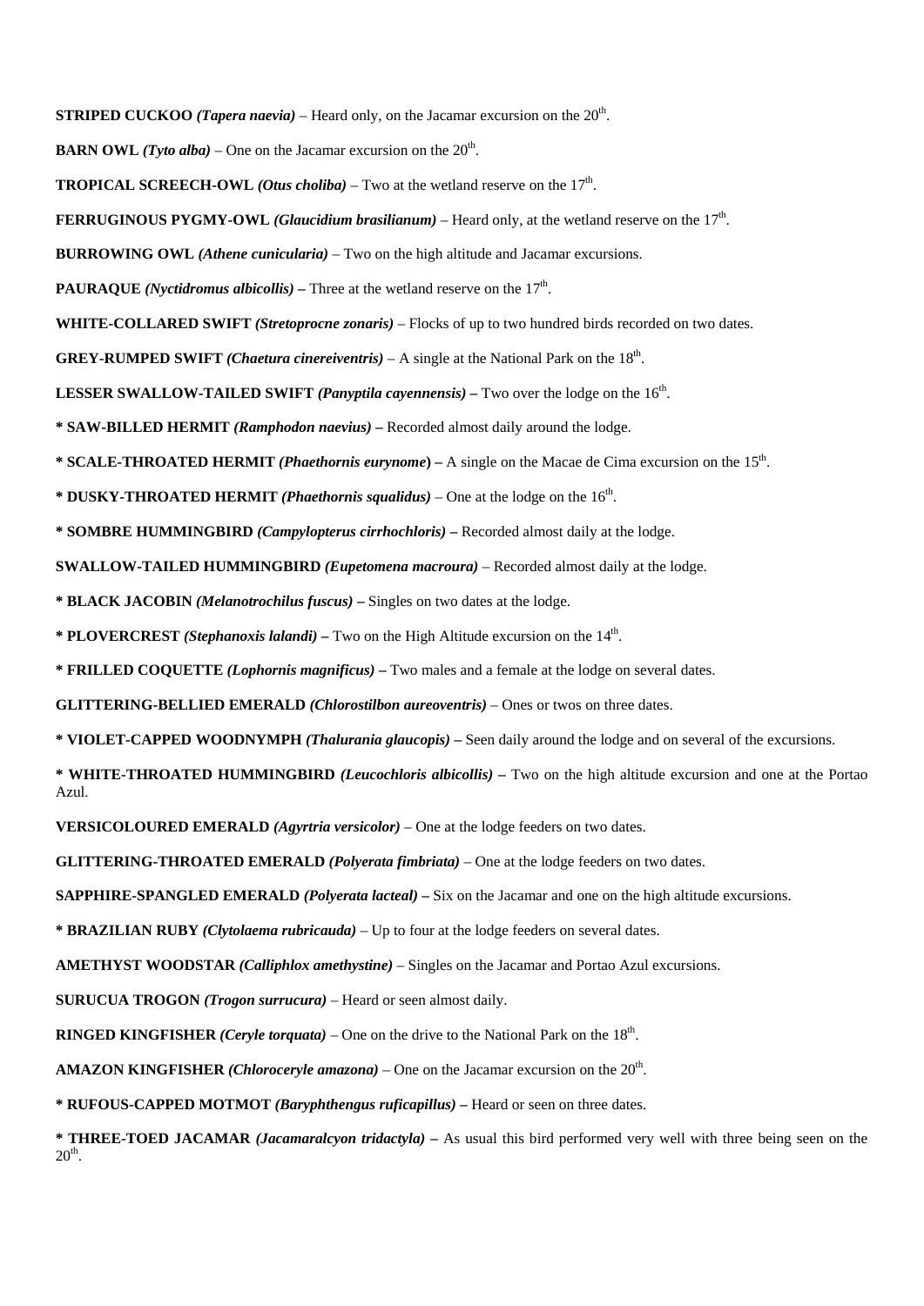**STRIPED CUCKOO** ***(Tapera naevia)*** – Heard only, on the Jacamar excursion on the 20th.

**BARN OWL** ***(Tyto alba)*** – One on the Jacamar excursion on the 20th.

**TROPICAL SCREECH-OWL** ***(Otus choliba)*** – Two at the wetland reserve on the 17th.

**FERRUGINOUS PYGMY-OWL** ***(Glaucidium brasilianum)*** – Heard only, at the wetland reserve on the 17th.

**BURROWING OWL** ***(Athene cunicularia)*** – Two on the high altitude and Jacamar excursions.

**PAURAQUE** ***(Nyctidromus albicollis)*** **–** Three at the wetland reserve on the 17th.

**WHITE-COLLARED SWIFT** ***(Stretoprocne zonaris)*** – Flocks of up to two hundred birds recorded on two dates.

**GREY-RUMPED SWIFT** ***(Chaetura cinereiventris)*** – A single at the National Park on the 18th.

**LESSER SWALLOW-TAILED SWIFT** ***(Panyptila cayennensis)*** **–** Two over the lodge on the 16th.

**\* SAW-BILLED HERMIT** ***(Ramphodon naevius)*** **–** Recorded almost daily around the lodge.

**\* SCALE-THROATED HERMIT** ***(Phaethornis eurynome*****) –** A single on the Macae de Cima excursion on the 15th.

**\* DUSKY-THROATED HERMIT** ***(Phaethornis squalidus)*** – One at the lodge on the 16th.

**\* SOMBRE HUMMINGBIRD** ***(Campylopterus cirrhochloris)*** **–** Recorded almost daily at the lodge.

**SWALLOW-TAILED HUMMINGBIRD** ***(Eupetomena macroura)*** – Recorded almost daily at the lodge.

**\* BLACK JACOBIN** ***(Melanotrochilus fuscus)*** **–** Singles on two dates at the lodge.

**\* PLOVERCREST** ***(Stephanoxis lalandi)*** **–** Two on the High Altitude excursion on the 14th.

**\* FRILLED COQUETTE** ***(Lophornis magnificus)*** **–** Two males and a female at the lodge on several dates.

**GLITTERING-BELLIED EMERALD** ***(Chlorostilbon aureoventris)*** – Ones or twos on three dates.

**\* VIOLET-CAPPED WOODNYMPH** ***(Thalurania glaucopis)*** **–** Seen daily around the lodge and on several of the excursions.

**\* WHITE-THROATED HUMMINGBIRD** ***(Leucochloris albicollis)*** **–** Two on the high altitude excursion and one at the Portao Azul.

**VERSICOLOURED EMERALD** ***(Agyrtria versicolor)*** – One at the lodge feeders on two dates.

**GLITTERING-THROATED EMERALD** ***(Polyerata fimbriata)*** – One at the lodge feeders on two dates.

**SAPPHIRE-SPANGLED EMERALD** ***(Polyerata lacteal)*** **–** Six on the Jacamar and one on the high altitude excursions.

**\* BRAZILIAN RUBY** ***(Clytolaema rubricauda)*** – Up to four at the lodge feeders on several dates.

**AMETHYST WOODSTAR** ***(Calliphlox amethystine)*** – Singles on the Jacamar and Portao Azul excursions.

**SURUCUA TROGON** ***(Trogon surrucura)*** – Heard or seen almost daily.

**RINGED KINGFISHER** ***(Ceryle torquata)*** – One on the drive to the National Park on the 18th.

**AMAZON KINGFISHER** ***(Chloroceryle amazona)*** – One on the Jacamar excursion on the 20th.

**\* RUFOUS-CAPPED MOTMOT** ***(Baryphthengus ruficapillus)*** **–** Heard or seen on three dates.

**\* THREE-TOED JACAMAR** ***(Jacamaralcyon tridactyla)*** **–** As usual this bird performed very well with three being seen on the 20th.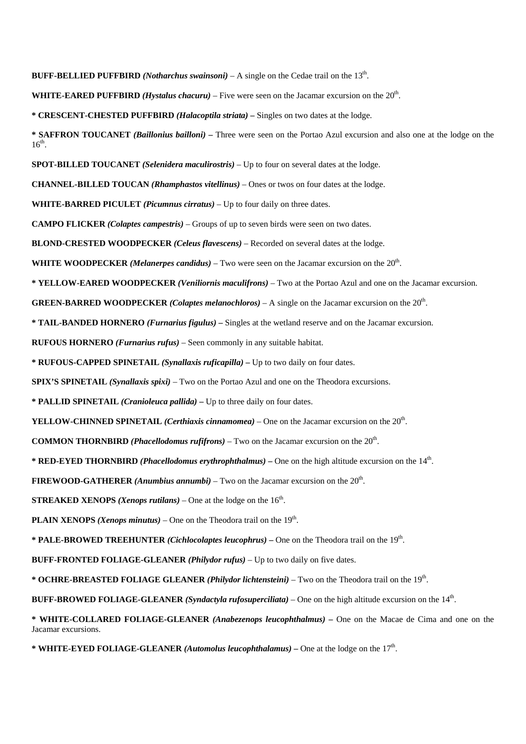**BUFF-BELLIED PUFFBIRD** ***(Notharchus swainsoni)*** – A single on the Cedae trail on the 13th.

**WHITE-EARED PUFFBIRD** ***(Hystalus chacuru)*** – Five were seen on the Jacamar excursion on the 20th.

**\* CRESCENT-CHESTED PUFFBIRD** ***(Halacoptila striata)*** **–** Singles on two dates at the lodge.

**\* SAFFRON TOUCANET** ***(Baillonius bailloni)*** **–** Three were seen on the Portao Azul excursion and also one at the lodge on the 16th.

**SPOT-BILLED TOUCANET** ***(Selenidera maculirostris)*** – Up to four on several dates at the lodge.

**CHANNEL-BILLED TOUCAN** ***(Rhamphastos vitellinus)*** – Ones or twos on four dates at the lodge.

**WHITE-BARRED PICULET** ***(Picumnus cirratus)*** – Up to four daily on three dates.

**CAMPO FLICKER** ***(Colaptes campestris)*** – Groups of up to seven birds were seen on two dates.

**BLOND-CRESTED WOODPECKER** ***(Celeus flavescens)*** – Recorded on several dates at the lodge.

**WHITE WOODPECKER** ***(Melanerpes candidus)*** – Two were seen on the Jacamar excursion on the 20th.

**\* YELLOW-EARED WOODPECKER** ***(Veniliornis maculifrons)*** – Two at the Portao Azul and one on the Jacamar excursion.

**GREEN-BARRED WOODPECKER** ***(Colaptes melanochloros)*** – A single on the Jacamar excursion on the 20th.

**\* TAIL-BANDED HORNERO** ***(Furnarius figulus)*** **–** Singles at the wetland reserve and on the Jacamar excursion.

**RUFOUS HORNERO** ***(Furnarius rufus)*** – Seen commonly in any suitable habitat.

**\* RUFOUS-CAPPED SPINETAIL** ***(Synallaxis ruficapilla)*** **–** Up to two daily on four dates.

**SPIX'S SPINETAIL** ***(Synallaxis spixi)*** – Two on the Portao Azul and one on the Theodora excursions.

**\* PALLID SPINETAIL** ***(Cranioleuca pallida)*** **–** Up to three daily on four dates.

**YELLOW-CHINNED SPINETAIL** ***(Certhiaxis cinnamomea)*** – One on the Jacamar excursion on the 20th.

**COMMON THORNBIRD** ***(Phacellodomus rufifrons)*** – Two on the Jacamar excursion on the 20th.

**\* RED-EYED THORNBIRD** ***(Phacellodomus erythrophthalmus)*** **–** One on the high altitude excursion on the 14th.

**FIREWOOD-GATHERER** ***(Anumbius annumbi)*** – Two on the Jacamar excursion on the 20th.

**STREAKED XENOPS** ***(Xenops rutilans)*** – One at the lodge on the 16th.

**PLAIN XENOPS** ***(Xenops minutus)*** – One on the Theodora trail on the 19th.

**\* PALE-BROWED TREEHUNTER** ***(Cichlocolaptes leucophrus)*** **–** One on the Theodora trail on the 19th.

**BUFF-FRONTED FOLIAGE-GLEANER** ***(Philydor rufus)*** – Up to two daily on five dates.

**\* OCHRE-BREASTED FOLIAGE GLEANER** ***(Philydor lichtensteini)*** – Two on the Theodora trail on the 19th.

**BUFF-BROWED FOLIAGE-GLEANER** ***(Syndactyla rufosuperciliata)*** – One on the high altitude excursion on the 14th.

**\* WHITE-COLLARED FOLIAGE-GLEANER** ***(Anabezenops leucophthalmus)*** **–** One on the Macae de Cima and one on the Jacamar excursions.

**\* WHITE-EYED FOLIAGE-GLEANER** ***(Automolus leucophthalamus)*** **–** One at the lodge on the 17th.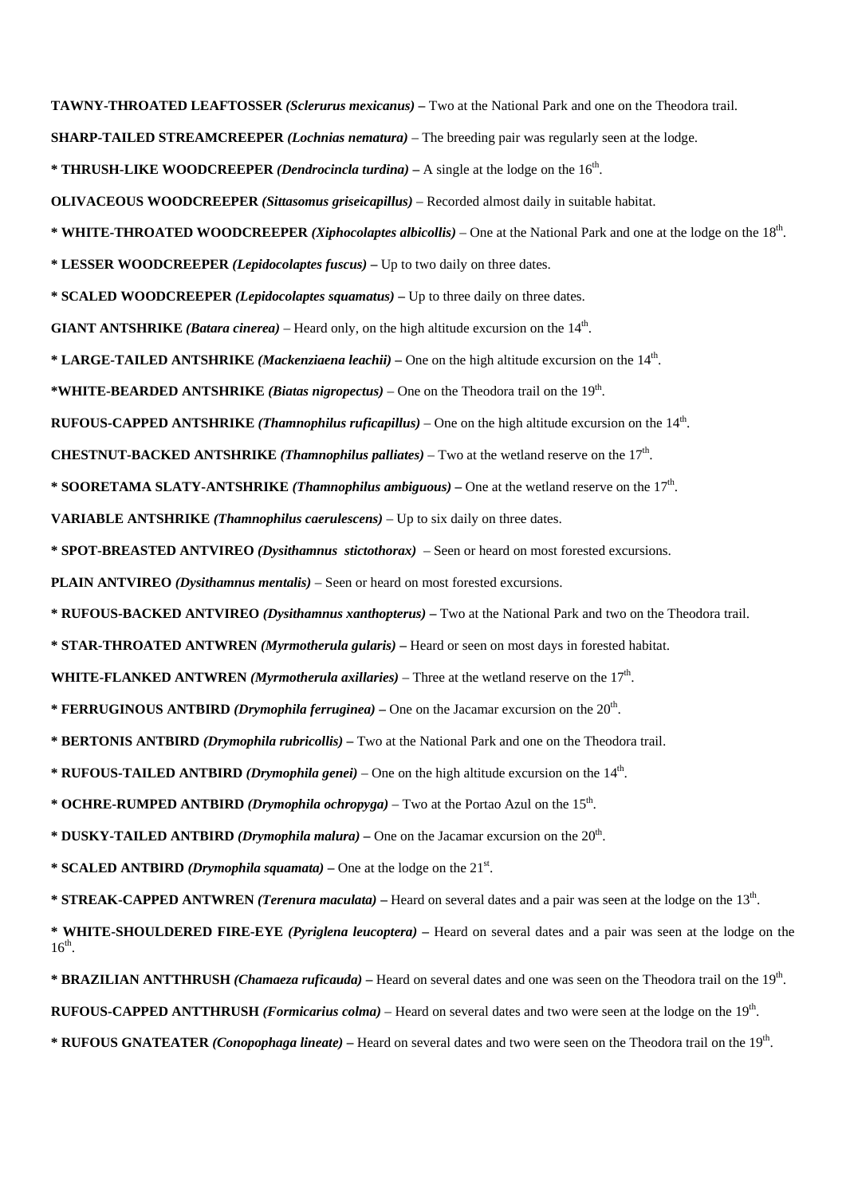**TAWNY-THROATED LEAFTOSSER *(Sclerurus mexicanus)* –** Two at the National Park and one on the Theodora trail.

**SHARP-TAILED STREAMCREEPER *(Lochnias nematura)*** – The breeding pair was regularly seen at the lodge.

**\* THRUSH-LIKE WOODCREEPER *(Dendrocincla turdina)* –** A single at the lodge on the 16th.

**OLIVACEOUS WOODCREEPER *(Sittasomus griseicapillus)*** – Recorded almost daily in suitable habitat.

**\* WHITE-THROATED WOODCREEPER *(Xiphocolaptes albicollis)*** – One at the National Park and one at the lodge on the 18th.

**\* LESSER WOODCREEPER *(Lepidocolaptes fuscus)* –** Up to two daily on three dates.

**\* SCALED WOODCREEPER *(Lepidocolaptes squamatus)* –** Up to three daily on three dates.

**GIANT ANTSHRIKE *(Batara cinerea)*** – Heard only, on the high altitude excursion on the 14th.

**\* LARGE-TAILED ANTSHRIKE *(Mackenziaena leachii)* –** One on the high altitude excursion on the 14th.

**\*WHITE-BEARDED ANTSHRIKE *(Biatas nigropectus)*** – One on the Theodora trail on the 19th.

**RUFOUS-CAPPED ANTSHRIKE *(Thamnophilus ruficapillus)*** – One on the high altitude excursion on the 14th.

**CHESTNUT-BACKED ANTSHRIKE *(Thamnophilus palliates)*** – Two at the wetland reserve on the 17th.

**\* SOORETAMA SLATY-ANTSHRIKE *(Thamnophilus ambiguous)* –** One at the wetland reserve on the 17th.

**VARIABLE ANTSHRIKE *(Thamnophilus caerulescens)*** – Up to six daily on three dates.

**\* SPOT-BREASTED ANTVIREO *(Dysithamnus stictothorax)*** – Seen or heard on most forested excursions.

**PLAIN ANTVIREO *(Dysithamnus mentalis)*** – Seen or heard on most forested excursions.

**\* RUFOUS-BACKED ANTVIREO *(Dysithamnus xanthopterus)* –** Two at the National Park and two on the Theodora trail.

**\* STAR-THROATED ANTWREN *(Myrmotherula gularis)* –** Heard or seen on most days in forested habitat.

**WHITE-FLANKED ANTWREN *(Myrmotherula axillaries)*** – Three at the wetland reserve on the 17th.

**\* FERRUGINOUS ANTBIRD *(Drymophila ferruginea)* –** One on the Jacamar excursion on the 20th.

**\* BERTONIS ANTBIRD *(Drymophila rubricollis)* –** Two at the National Park and one on the Theodora trail.

**\* RUFOUS-TAILED ANTBIRD *(Drymophila genei)*** – One on the high altitude excursion on the 14th.

**\* OCHRE-RUMPED ANTBIRD *(Drymophila ochropyga)*** – Two at the Portao Azul on the 15th.

**\* DUSKY-TAILED ANTBIRD *(Drymophila malura)* –** One on the Jacamar excursion on the 20th.

**\* SCALED ANTBIRD *(Drymophila squamata)* –** One at the lodge on the 21st.

**\* STREAK-CAPPED ANTWREN *(Terenura maculata)* –** Heard on several dates and a pair was seen at the lodge on the 13th.

**\* WHITE-SHOULDERED FIRE-EYE *(Pyriglena leucoptera)* –** Heard on several dates and a pair was seen at the lodge on the 16th.

**\* BRAZILIAN ANTTHRUSH *(Chamaeza ruficauda)* –** Heard on several dates and one was seen on the Theodora trail on the 19th.

**RUFOUS-CAPPED ANTTHRUSH *(Formicarius colma)*** – Heard on several dates and two were seen at the lodge on the 19th.

**\* RUFOUS GNATEATER *(Conopophaga lineate)* –** Heard on several dates and two were seen on the Theodora trail on the 19th.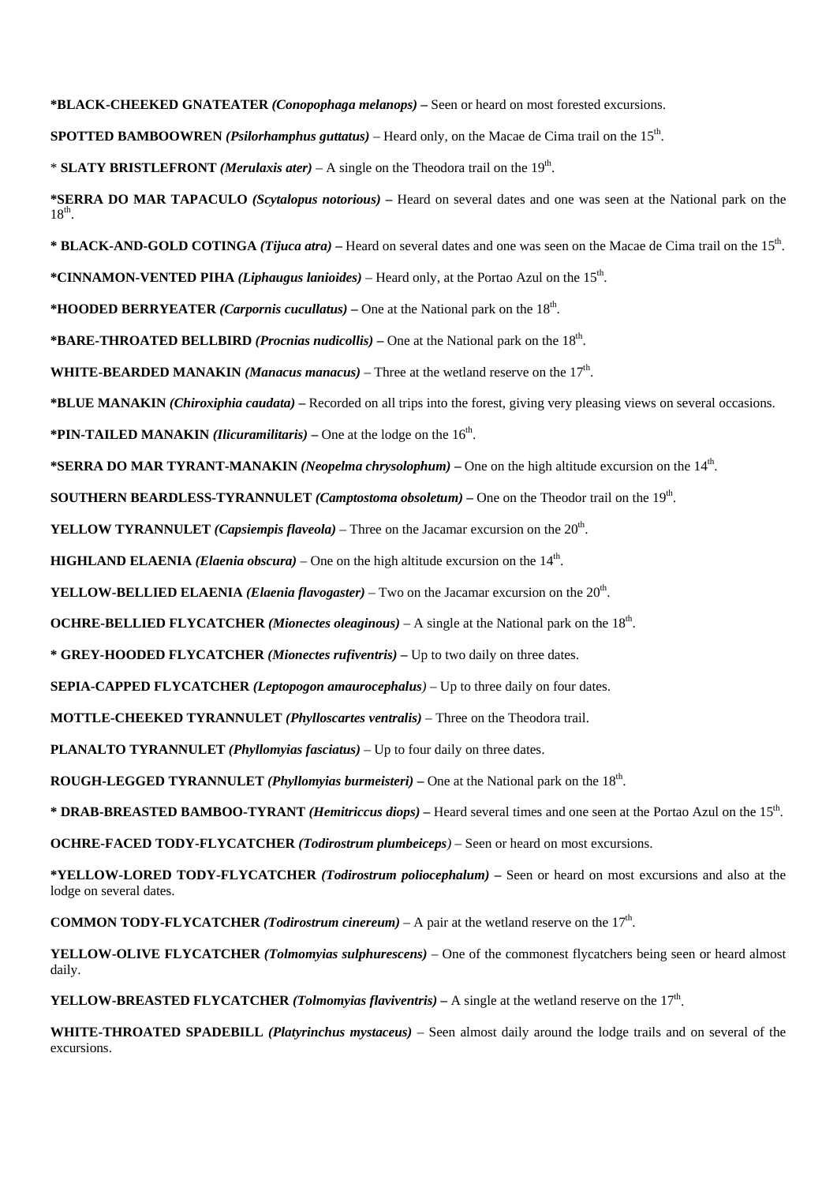**\*BLACK-CHEEKED GNATEATER *(Conopophaga melanops)* –** Seen or heard on most forested excursions.

**SPOTTED BAMBOOWREN *(Psilorhamphus guttatus)*** – Heard only, on the Macae de Cima trail on the 15th.

\* **SLATY BRISTLEFRONT *(Merulaxis ater)*** – A single on the Theodora trail on the 19th.

**\*SERRA DO MAR TAPACULO *(Scytalopus notorious)* –** Heard on several dates and one was seen at the National park on the 18th.

**\* BLACK-AND-GOLD COTINGA *(Tijuca atra)* –** Heard on several dates and one was seen on the Macae de Cima trail on the 15th.

**\*CINNAMON-VENTED PIHA *(Liphaugus lanioides)*** – Heard only, at the Portao Azul on the 15th.

**\*HOODED BERRYEATER *(Carpornis cucullatus)* –** One at the National park on the 18th.

**\*BARE-THROATED BELLBIRD *(Procnias nudicollis)* –** One at the National park on the 18th.

**WHITE-BEARDED MANAKIN *(Manacus manacus)*** – Three at the wetland reserve on the 17th.

**\*BLUE MANAKIN *(Chiroxiphia caudata)* –** Recorded on all trips into the forest, giving very pleasing views on several occasions.

**\*PIN-TAILED MANAKIN *(Ilicuramilitaris)* –** One at the lodge on the 16th.

**\*SERRA DO MAR TYRANT-MANAKIN *(Neopelma chrysolophum)* –** One on the high altitude excursion on the 14th.

**SOUTHERN BEARDLESS-TYRANNULET *(Camptostoma obsoletum)* –** One on the Theodor trail on the 19th.

**YELLOW TYRANNULET *(Capsiempis flaveola)*** – Three on the Jacamar excursion on the 20th.

**HIGHLAND ELAENIA *(Elaenia obscura)*** – One on the high altitude excursion on the 14th.

**YELLOW-BELLIED ELAENIA *(Elaenia flavogaster)*** – Two on the Jacamar excursion on the 20th.

**OCHRE-BELLIED FLYCATCHER *(Mionectes oleaginous)*** – A single at the National park on the 18th.

**\* GREY-HOODED FLYCATCHER *(Mionectes rufiventris)* –** Up to two daily on three dates.

**SEPIA-CAPPED FLYCATCHER *(Leptopogon amaurocephalus)*** – Up to three daily on four dates.

**MOTTLE-CHEEKED TYRANNULET *(Phylloscartes ventralis)*** – Three on the Theodora trail.

**PLANALTO TYRANNULET *(Phyllomyias fasciatus)*** – Up to four daily on three dates.

**ROUGH-LEGGED TYRANNULET *(Phyllomyias burmeisteri)* –** One at the National park on the 18th.

**\* DRAB-BREASTED BAMBOO-TYRANT *(Hemitriccus diops)* –** Heard several times and one seen at the Portao Azul on the 15th.

**OCHRE-FACED TODY-FLYCATCHER *(Todirostrum plumbeiceps)*** – Seen or heard on most excursions.

**\*YELLOW-LORED TODY-FLYCATCHER *(Todirostrum poliocephalum)* –** Seen or heard on most excursions and also at the lodge on several dates.

**COMMON TODY-FLYCATCHER *(Todirostrum cinereum)*** – A pair at the wetland reserve on the 17th.

**YELLOW-OLIVE FLYCATCHER *(Tolmomyias sulphurescens)*** – One of the commonest flycatchers being seen or heard almost daily.

**YELLOW-BREASTED FLYCATCHER *(Tolmomyias flaviventris)* –** A single at the wetland reserve on the 17th.

**WHITE-THROATED SPADEBILL *(Platyrinchus mystaceus)*** – Seen almost daily around the lodge trails and on several of the excursions.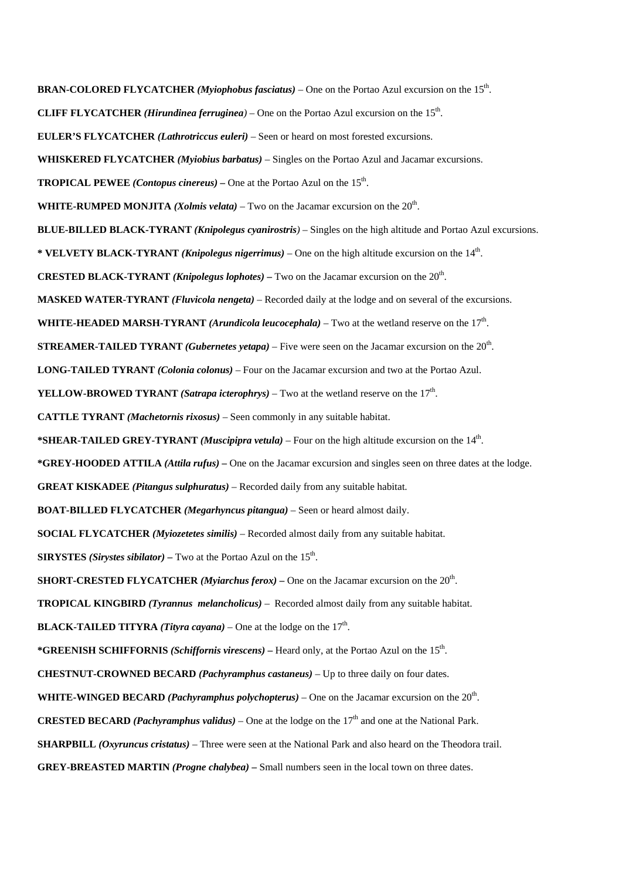**BRAN-COLORED FLYCATCHER** ***(Myiophobus fasciatus)*** – One on the Portao Azul excursion on the 15th.

**CLIFF FLYCATCHER** ***(Hirundinea ferruginea)*** – One on the Portao Azul excursion on the 15th.

**EULER'S FLYCATCHER** ***(Lathrotriccus euleri)*** – Seen or heard on most forested excursions.

**WHISKERED FLYCATCHER** ***(Myiobius barbatus)*** – Singles on the Portao Azul and Jacamar excursions.

**TROPICAL PEWEE** ***(Contopus cinereus)*** **–** One at the Portao Azul on the 15th.

**WHITE-RUMPED MONJITA** ***(Xolmis velata)*** – Two on the Jacamar excursion on the 20th.

**BLUE-BILLED BLACK-TYRANT** ***(Knipolegus cyanirostris)*** – Singles on the high altitude and Portao Azul excursions.

**\* VELVETY BLACK-TYRANT** ***(Knipolegus nigerrimus)*** – One on the high altitude excursion on the 14th.

**CRESTED BLACK-TYRANT** ***(Knipolegus lophotes)*** **–** Two on the Jacamar excursion on the 20th.

**MASKED WATER-TYRANT** ***(Fluvicola nengeta)*** – Recorded daily at the lodge and on several of the excursions.

**WHITE-HEADED MARSH-TYRANT** ***(Arundicola leucocephala)*** – Two at the wetland reserve on the 17th.

**STREAMER-TAILED TYRANT** ***(Gubernetes yetapa)*** – Five were seen on the Jacamar excursion on the 20th.

**LONG-TAILED TYRANT** ***(Colonia colonus)*** – Four on the Jacamar excursion and two at the Portao Azul.

**YELLOW-BROWED TYRANT** ***(Satrapa icterophrys)*** – Two at the wetland reserve on the 17th.

**CATTLE TYRANT** ***(Machetornis rixosus)*** – Seen commonly in any suitable habitat.

**\*SHEAR-TAILED GREY-TYRANT** ***(Muscipipra vetula)*** – Four on the high altitude excursion on the 14th.

**\*GREY-HOODED ATTILA** ***(Attila rufus)*** **–** One on the Jacamar excursion and singles seen on three dates at the lodge.

**GREAT KISKADEE** ***(Pitangus sulphuratus)*** – Recorded daily from any suitable habitat.

**BOAT-BILLED FLYCATCHER** ***(Megarhyncus pitangua)*** – Seen or heard almost daily.

**SOCIAL FLYCATCHER** ***(Myiozetetes similis)*** – Recorded almost daily from any suitable habitat.

**SIRYSTES** ***(Sirystes sibilator)*** **–** Two at the Portao Azul on the 15th.

**SHORT-CRESTED FLYCATCHER** ***(Myiarchus ferox)*** **–** One on the Jacamar excursion on the 20th.

**TROPICAL KINGBIRD** ***(Tyrannus melancholicus)*** – Recorded almost daily from any suitable habitat.

**BLACK-TAILED TITYRA** ***(Tityra cayana)*** – One at the lodge on the 17th.

**\*GREENISH SCHIFFORNIS** ***(Schiffornis virescens)*** **–** Heard only, at the Portao Azul on the 15th.

**CHESTNUT-CROWNED BECARD** ***(Pachyramphus castaneus)*** – Up to three daily on four dates.

**WHITE-WINGED BECARD** ***(Pachyramphus polychopterus)*** – One on the Jacamar excursion on the 20th.

**CRESTED BECARD** ***(Pachyramphus validus)*** – One at the lodge on the 17th and one at the National Park.

**SHARPBILL** ***(Oxyruncus cristatus)*** – Three were seen at the National Park and also heard on the Theodora trail.

**GREY-BREASTED MARTIN** ***(Progne chalybea)*** **–** Small numbers seen in the local town on three dates.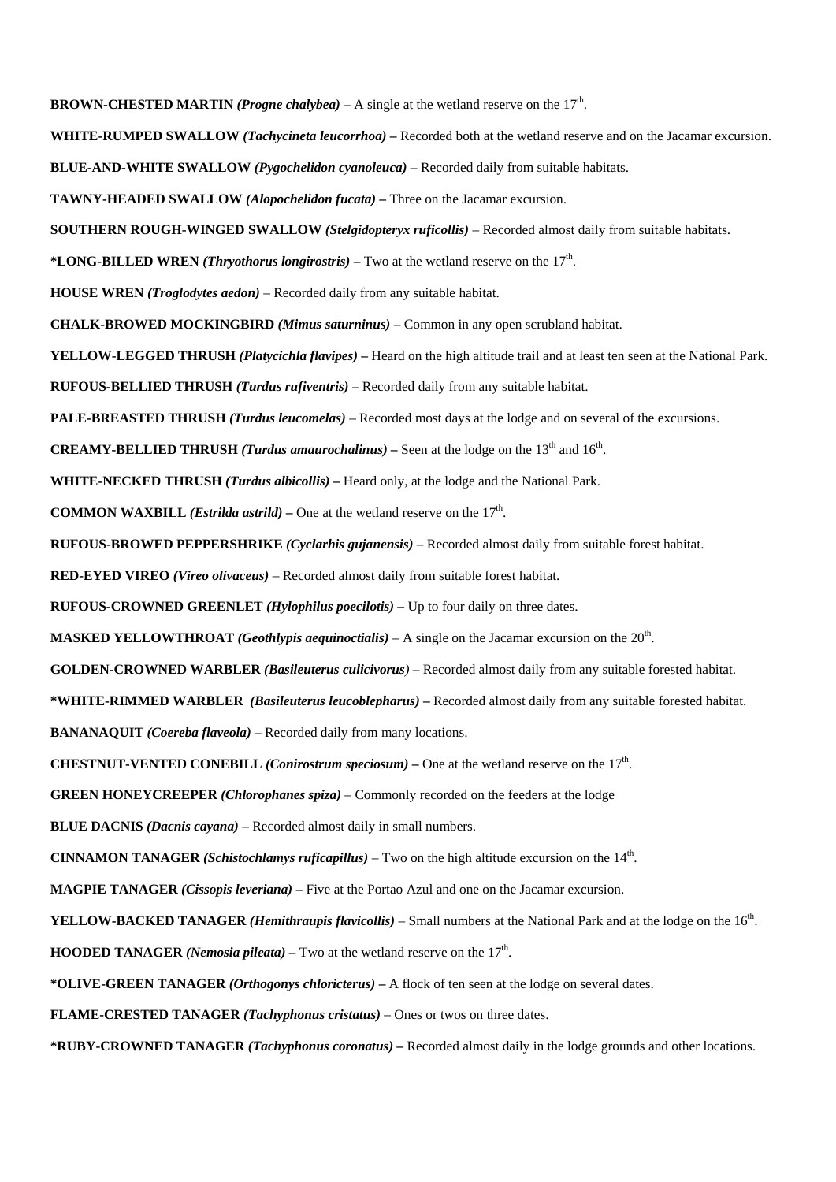**BROWN-CHESTED MARTIN** ***(Progne chalybea)*** – A single at the wetland reserve on the 17th.

**WHITE-RUMPED SWALLOW** ***(Tachycineta leucorrhoa)*** **–** Recorded both at the wetland reserve and on the Jacamar excursion.

**BLUE-AND-WHITE SWALLOW** ***(Pygochelidon cyanoleuca)*** – Recorded daily from suitable habitats.

**TAWNY-HEADED SWALLOW** ***(Alopochelidon fucata)*** **–** Three on the Jacamar excursion.

**SOUTHERN ROUGH-WINGED SWALLOW** ***(Stelgidopteryx ruficollis)*** – Recorded almost daily from suitable habitats.

**\*LONG-BILLED WREN** ***(Thryothorus longirostris)*** **–** Two at the wetland reserve on the 17th.

**HOUSE WREN** ***(Troglodytes aedon)*** – Recorded daily from any suitable habitat.

**CHALK-BROWED MOCKINGBIRD** ***(Mimus saturninus)*** – Common in any open scrubland habitat.

**YELLOW-LEGGED THRUSH** ***(Platycichla flavipes)*** **–** Heard on the high altitude trail and at least ten seen at the National Park.

**RUFOUS-BELLIED THRUSH** ***(Turdus rufiventris)*** – Recorded daily from any suitable habitat.

**PALE-BREASTED THRUSH** ***(Turdus leucomelas)*** – Recorded most days at the lodge and on several of the excursions.

**CREAMY-BELLIED THRUSH** ***(Turdus amaurochalinus)*** **–** Seen at the lodge on the 13th and 16th.

**WHITE-NECKED THRUSH** ***(Turdus albicollis)*** **–** Heard only, at the lodge and the National Park.

**COMMON WAXBILL** ***(Estrilda astrild)*** **–** One at the wetland reserve on the 17th.

**RUFOUS-BROWED PEPPERSHRIKE** ***(Cyclarhis gujanensis)*** – Recorded almost daily from suitable forest habitat.

**RED-EYED VIREO** ***(Vireo olivaceus)*** – Recorded almost daily from suitable forest habitat.

**RUFOUS-CROWNED GREENLET** ***(Hylophilus poecilotis)*** **–** Up to four daily on three dates.

**MASKED YELLOWTHROAT** ***(Geothlypis aequinoctialis)*** – A single on the Jacamar excursion on the 20th.

**GOLDEN-CROWNED WARBLER** ***(Basileuterus culicivorus)*** – Recorded almost daily from any suitable forested habitat.

**\*WHITE-RIMMED WARBLER** ***(Basileuterus leucoblepharus)*** **–** Recorded almost daily from any suitable forested habitat.

**BANANAQUIT** ***(Coereba flaveola)*** – Recorded daily from many locations.

**CHESTNUT-VENTED CONEBILL** ***(Conirostrum speciosum)*** **–** One at the wetland reserve on the 17th.

**GREEN HONEYCREEPER** ***(Chlorophanes spiza)*** – Commonly recorded on the feeders at the lodge

**BLUE DACNIS** ***(Dacnis cayana)*** – Recorded almost daily in small numbers.

**CINNAMON TANAGER** ***(Schistochlamys ruficapillus)*** – Two on the high altitude excursion on the 14th.

**MAGPIE TANAGER** ***(Cissopis leveriana)*** **–** Five at the Portao Azul and one on the Jacamar excursion.

**YELLOW-BACKED TANAGER** ***(Hemithraupis flavicollis)*** – Small numbers at the National Park and at the lodge on the 16th.

**HOODED TANAGER** ***(Nemosia pileata)*** **–** Two at the wetland reserve on the 17th.

**\*OLIVE-GREEN TANAGER** ***(Orthogonys chloricterus)*** **–** A flock of ten seen at the lodge on several dates.

**FLAME-CRESTED TANAGER** ***(Tachyphonus cristatus)*** – Ones or twos on three dates.

**\*RUBY-CROWNED TANAGER** ***(Tachyphonus coronatus)*** **–** Recorded almost daily in the lodge grounds and other locations.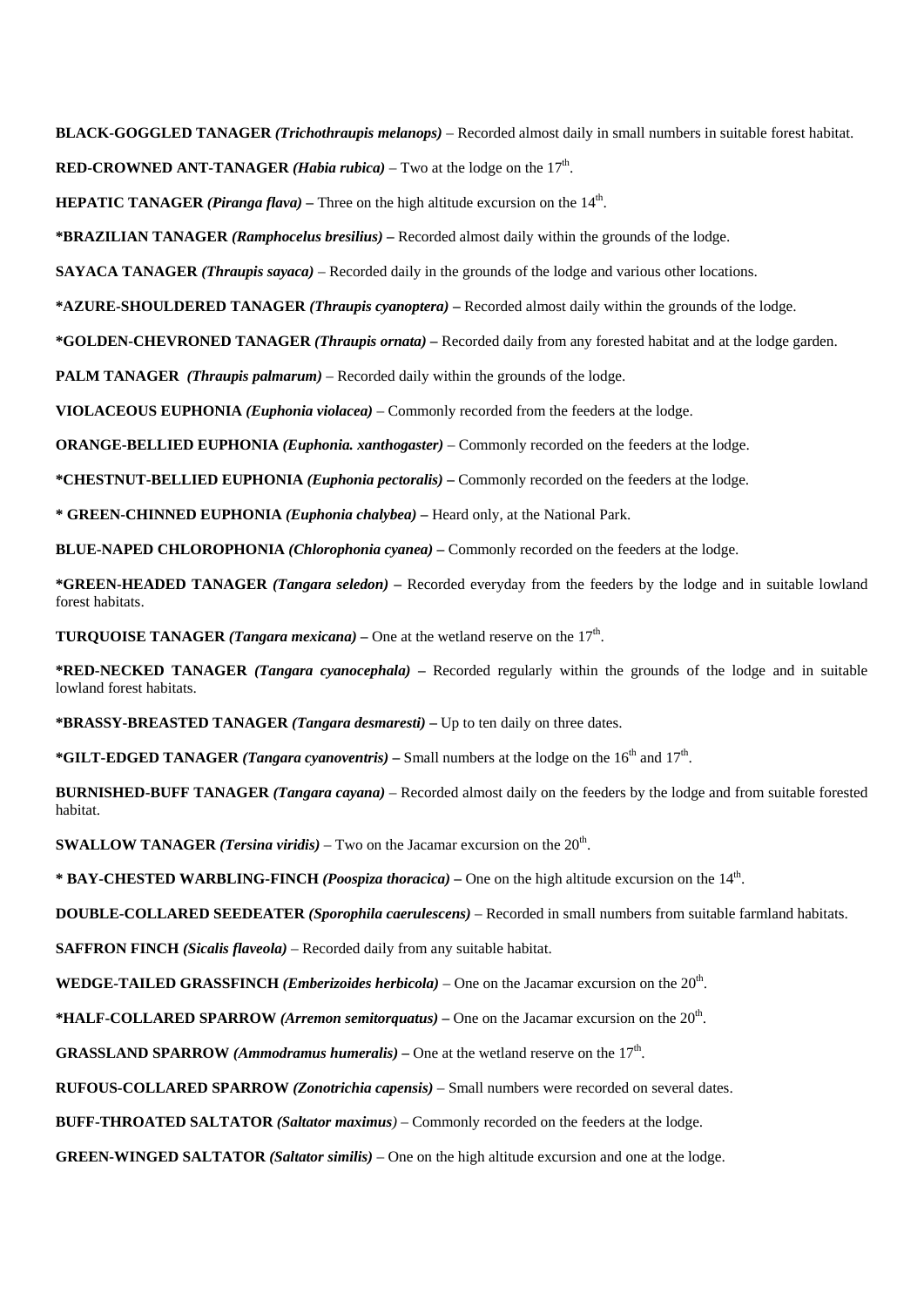**BLACK-GOGGLED TANAGER** ***(Trichothraupis melanops)*** – Recorded almost daily in small numbers in suitable forest habitat.

**RED-CROWNED ANT-TANAGER** ***(Habia rubica)*** – Two at the lodge on the 17th.

**HEPATIC TANAGER** ***(Piranga flava)*** **–** Three on the high altitude excursion on the 14th.

**\*BRAZILIAN TANAGER** ***(Ramphocelus bresilius)*** **–** Recorded almost daily within the grounds of the lodge.

**SAYACA TANAGER** ***(Thraupis sayaca)*** – Recorded daily in the grounds of the lodge and various other locations.

**\*AZURE-SHOULDERED TANAGER** ***(Thraupis cyanoptera)*** **–** Recorded almost daily within the grounds of the lodge.

**\*GOLDEN-CHEVRONED TANAGER** ***(Thraupis ornata)*** **–** Recorded daily from any forested habitat and at the lodge garden.

**PALM TANAGER** ***(Thraupis palmarum)*** – Recorded daily within the grounds of the lodge.

**VIOLACEOUS EUPHONIA** ***(Euphonia violacea)*** – Commonly recorded from the feeders at the lodge.

**ORANGE-BELLIED EUPHONIA** ***(Euphonia. xanthogaster)*** – Commonly recorded on the feeders at the lodge.

**\*CHESTNUT-BELLIED EUPHONIA** ***(Euphonia pectoralis)*** **–** Commonly recorded on the feeders at the lodge.

**\* GREEN-CHINNED EUPHONIA** ***(Euphonia chalybea)*** **–** Heard only, at the National Park.

**BLUE-NAPED CHLOROPHONIA** ***(Chlorophonia cyanea)*** **–** Commonly recorded on the feeders at the lodge.

**\*GREEN-HEADED TANAGER** ***(Tangara seledon)*** **–** Recorded everyday from the feeders by the lodge and in suitable lowland forest habitats.

**TURQUOISE TANAGER** ***(Tangara mexicana)*** **–** One at the wetland reserve on the 17th.

**\*RED-NECKED TANAGER** ***(Tangara cyanocephala)*** **–** Recorded regularly within the grounds of the lodge and in suitable lowland forest habitats.

**\*BRASSY-BREASTED TANAGER** ***(Tangara desmaresti)*** **–** Up to ten daily on three dates.

**\*GILT-EDGED TANAGER** ***(Tangara cyanoventris)*** **–** Small numbers at the lodge on the 16th and 17th.

**BURNISHED-BUFF TANAGER** ***(Tangara cayana)*** – Recorded almost daily on the feeders by the lodge and from suitable forested habitat.

**SWALLOW TANAGER** ***(Tersina viridis)*** – Two on the Jacamar excursion on the 20th.

**\* BAY-CHESTED WARBLING-FINCH** ***(Poospiza thoracica)*** **–** One on the high altitude excursion on the 14th.

**DOUBLE-COLLARED SEEDEATER** ***(Sporophila caerulescens)*** – Recorded in small numbers from suitable farmland habitats.

**SAFFRON FINCH** ***(Sicalis flaveola)*** – Recorded daily from any suitable habitat.

**WEDGE-TAILED GRASSFINCH** ***(Emberizoides herbicola)*** – One on the Jacamar excursion on the 20th.

**\*HALF-COLLARED SPARROW** ***(Arremon semitorquatus)*** **–** One on the Jacamar excursion on the 20th.

**GRASSLAND SPARROW** ***(Ammodramus humeralis)*** **–** One at the wetland reserve on the 17th.

**RUFOUS-COLLARED SPARROW** ***(Zonotrichia capensis)*** – Small numbers were recorded on several dates.

**BUFF-THROATED SALTATOR** ***(Saltator maximus)*** – Commonly recorded on the feeders at the lodge.

**GREEN-WINGED SALTATOR** ***(Saltator similis)*** – One on the high altitude excursion and one at the lodge.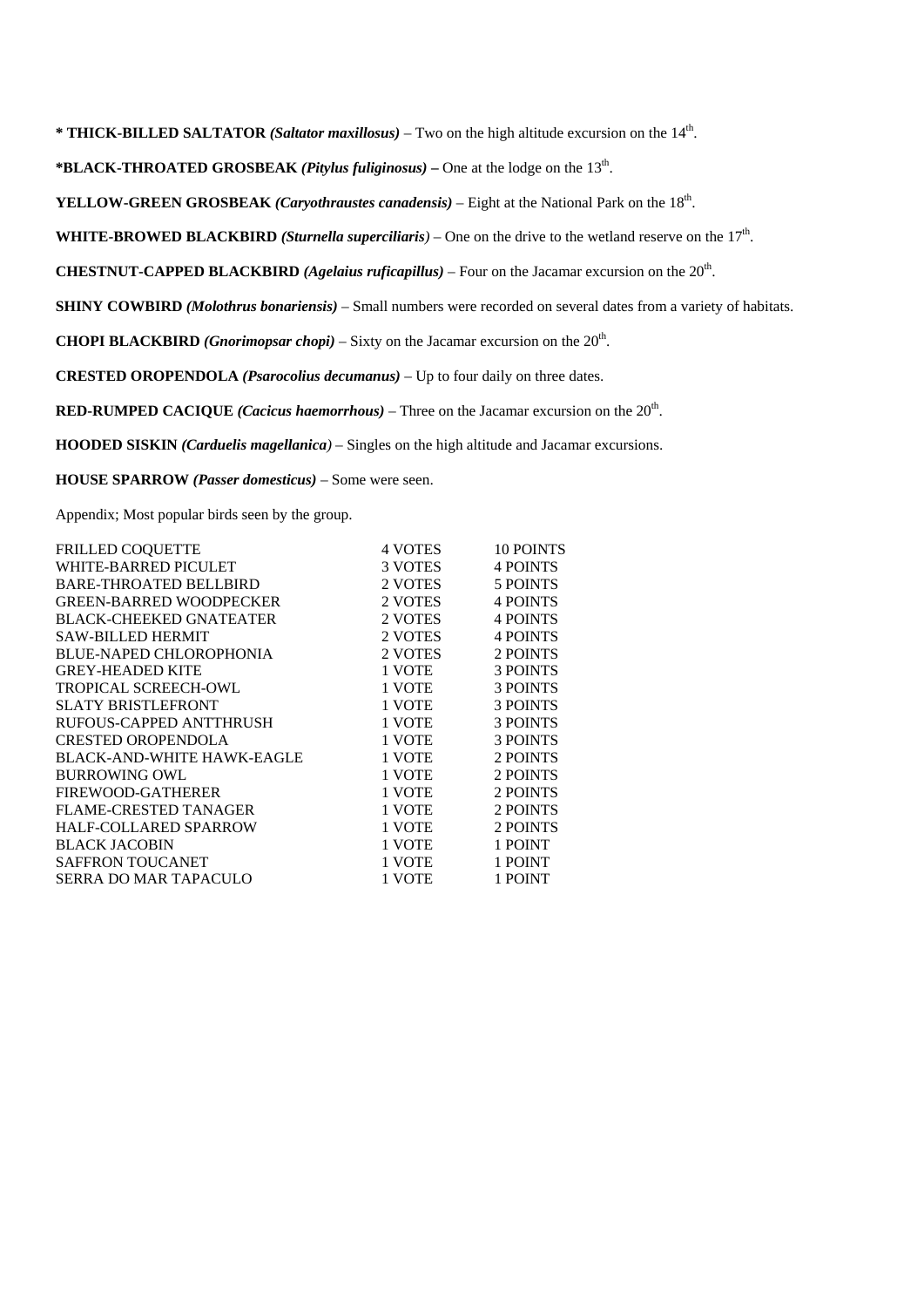**\* THICK-BILLED SALTATOR *(Saltator maxillosus)*** – Two on the high altitude excursion on the 14th.

**\*BLACK-THROATED GROSBEAK *(Pitylus fuliginosus)* –** One at the lodge on the 13th.

**YELLOW-GREEN GROSBEAK *(Caryothraustes canadensis)*** – Eight at the National Park on the 18th.

**WHITE-BROWED BLACKBIRD *(Sturnella superciliaris)*** – One on the drive to the wetland reserve on the 17th.

**CHESTNUT-CAPPED BLACKBIRD *(Agelaius ruficapillus)*** – Four on the Jacamar excursion on the 20th.

**SHINY COWBIRD *(Molothrus bonariensis)*** – Small numbers were recorded on several dates from a variety of habitats.

**CHOPI BLACKBIRD *(Gnorimopsar chopi)*** – Sixty on the Jacamar excursion on the 20th.

**CRESTED OROPENDOLA *(Psarocolius decumanus)*** – Up to four daily on three dates.

**RED-RUMPED CACIQUE *(Cacicus haemorrhous)*** – Three on the Jacamar excursion on the 20th.

**HOODED SISKIN *(Carduelis magellanica)*** – Singles on the high altitude and Jacamar excursions.

**HOUSE SPARROW *(Passer domesticus)*** – Some were seen.

Appendix; Most popular birds seen by the group.

| | | |
|---|---|---|
| FRILLED COQUETTE | 4 VOTES | 10 POINTS |
| WHITE-BARRED PICULET | 3 VOTES | 4 POINTS |
| BARE-THROATED BELLBIRD | 2 VOTES | 5 POINTS |
| GREEN-BARRED WOODPECKER | 2 VOTES | 4 POINTS |
| BLACK-CHEEKED GNATEATER | 2 VOTES | 4 POINTS |
| SAW-BILLED HERMIT | 2 VOTES | 4 POINTS |
| BLUE-NAPED CHLOROPHONIA | 2 VOTES | 2 POINTS |
| GREY-HEADED KITE | 1 VOTE | 3 POINTS |
| TROPICAL SCREECH-OWL | 1 VOTE | 3 POINTS |
| SLATY BRISTLEFRONT | 1 VOTE | 3 POINTS |
| RUFOUS-CAPPED ANTTHRUSH | 1 VOTE | 3 POINTS |
| CRESTED OROPENDOLA | 1 VOTE | 3 POINTS |
| BLACK-AND-WHITE HAWK-EAGLE | 1 VOTE | 2 POINTS |
| BURROWING OWL | 1 VOTE | 2 POINTS |
| FIREWOOD-GATHERER | 1 VOTE | 2 POINTS |
| FLAME-CRESTED TANAGER | 1 VOTE | 2 POINTS |
| HALF-COLLARED SPARROW | 1 VOTE | 2 POINTS |
| BLACK JACOBIN | 1 VOTE | 1 POINT |
| SAFFRON TOUCANET | 1 VOTE | 1 POINT |
| SERRA DO MAR TAPACULO | 1 VOTE | 1 POINT |